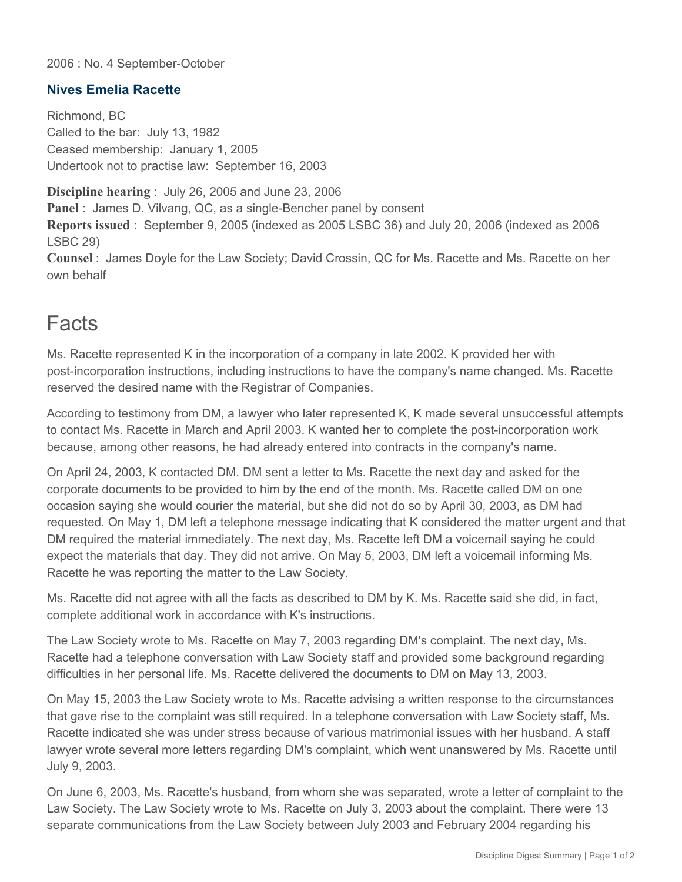2006 : No. 4 September-October

### Nives Emelia Racette

Richmond, BC
Called to the bar: July 13, 1982
Ceased membership: January 1, 2005
Undertook not to practise law: September 16, 2003

**Discipline hearing** : July 26, 2005 and June 23, 2006
**Panel** : James D. Vilvang, QC, as a single-Bencher panel by consent
**Reports issued** : September 9, 2005 (indexed as 2005 LSBC 36) and July 20, 2006 (indexed as 2006 LSBC 29)
**Counsel** : James Doyle for the Law Society; David Crossin, QC for Ms. Racette and Ms. Racette on her own behalf

## Facts

Ms. Racette represented K in the incorporation of a company in late 2002. K provided her with post-incorporation instructions, including instructions to have the company's name changed. Ms. Racette reserved the desired name with the Registrar of Companies.

According to testimony from DM, a lawyer who later represented K, K made several unsuccessful attempts to contact Ms. Racette in March and April 2003. K wanted her to complete the post-incorporation work because, among other reasons, he had already entered into contracts in the company's name.

On April 24, 2003, K contacted DM. DM sent a letter to Ms. Racette the next day and asked for the corporate documents to be provided to him by the end of the month. Ms. Racette called DM on one occasion saying she would courier the material, but she did not do so by April 30, 2003, as DM had requested. On May 1, DM left a telephone message indicating that K considered the matter urgent and that DM required the material immediately. The next day, Ms. Racette left DM a voicemail saying he could expect the materials that day. They did not arrive. On May 5, 2003, DM left a voicemail informing Ms. Racette he was reporting the matter to the Law Society.

Ms. Racette did not agree with all the facts as described to DM by K. Ms. Racette said she did, in fact, complete additional work in accordance with K's instructions.

The Law Society wrote to Ms. Racette on May 7, 2003 regarding DM's complaint. The next day, Ms. Racette had a telephone conversation with Law Society staff and provided some background regarding difficulties in her personal life. Ms. Racette delivered the documents to DM on May 13, 2003.

On May 15, 2003 the Law Society wrote to Ms. Racette advising a written response to the circumstances that gave rise to the complaint was still required. In a telephone conversation with Law Society staff, Ms. Racette indicated she was under stress because of various matrimonial issues with her husband. A staff lawyer wrote several more letters regarding DM's complaint, which went unanswered by Ms. Racette until July 9, 2003.

On June 6, 2003, Ms. Racette's husband, from whom she was separated, wrote a letter of complaint to the Law Society. The Law Society wrote to Ms. Racette on July 3, 2003 about the complaint. There were 13 separate communications from the Law Society between July 2003 and February 2004 regarding his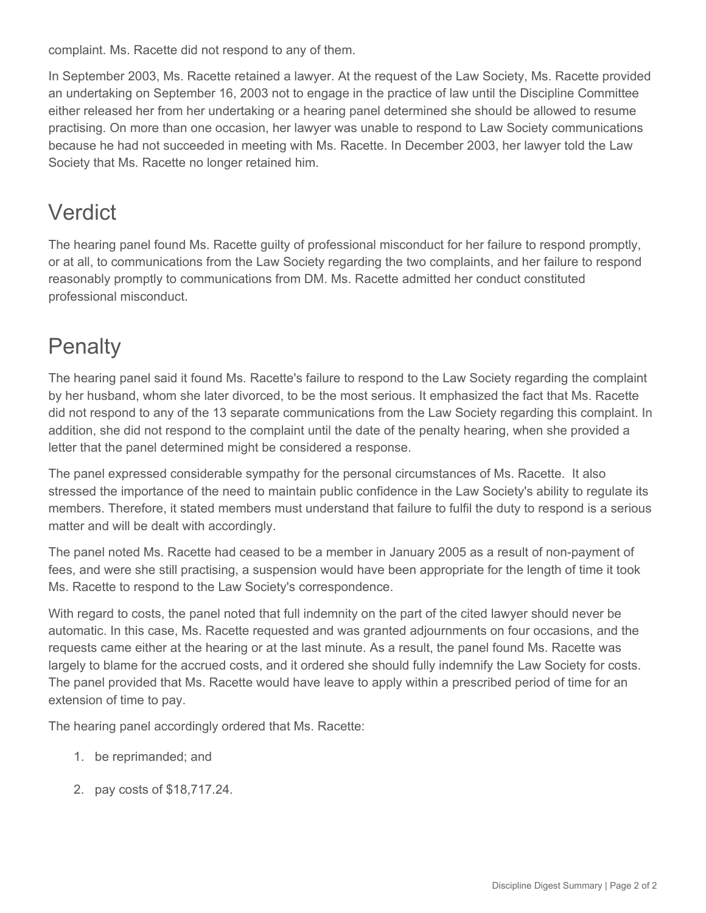complaint. Ms. Racette did not respond to any of them.

In September 2003, Ms. Racette retained a lawyer. At the request of the Law Society, Ms. Racette provided an undertaking on September 16, 2003 not to engage in the practice of law until the Discipline Committee either released her from her undertaking or a hearing panel determined she should be allowed to resume practising. On more than one occasion, her lawyer was unable to respond to Law Society communications because he had not succeeded in meeting with Ms. Racette. In December 2003, her lawyer told the Law Society that Ms. Racette no longer retained him.

## Verdict

The hearing panel found Ms. Racette guilty of professional misconduct for her failure to respond promptly, or at all, to communications from the Law Society regarding the two complaints, and her failure to respond reasonably promptly to communications from DM. Ms. Racette admitted her conduct constituted professional misconduct.

## Penalty

The hearing panel said it found Ms. Racette's failure to respond to the Law Society regarding the complaint by her husband, whom she later divorced, to be the most serious. It emphasized the fact that Ms. Racette did not respond to any of the 13 separate communications from the Law Society regarding this complaint. In addition, she did not respond to the complaint until the date of the penalty hearing, when she provided a letter that the panel determined might be considered a response.

The panel expressed considerable sympathy for the personal circumstances of Ms. Racette. It also stressed the importance of the need to maintain public confidence in the Law Society's ability to regulate its members. Therefore, it stated members must understand that failure to fulfil the duty to respond is a serious matter and will be dealt with accordingly.

The panel noted Ms. Racette had ceased to be a member in January 2005 as a result of non-payment of fees, and were she still practising, a suspension would have been appropriate for the length of time it took Ms. Racette to respond to the Law Society's correspondence.

With regard to costs, the panel noted that full indemnity on the part of the cited lawyer should never be automatic. In this case, Ms. Racette requested and was granted adjournments on four occasions, and the requests came either at the hearing or at the last minute. As a result, the panel found Ms. Racette was largely to blame for the accrued costs, and it ordered she should fully indemnify the Law Society for costs. The panel provided that Ms. Racette would have leave to apply within a prescribed period of time for an extension of time to pay.

The hearing panel accordingly ordered that Ms. Racette:

1. be reprimanded; and
2. pay costs of $18,717.24.